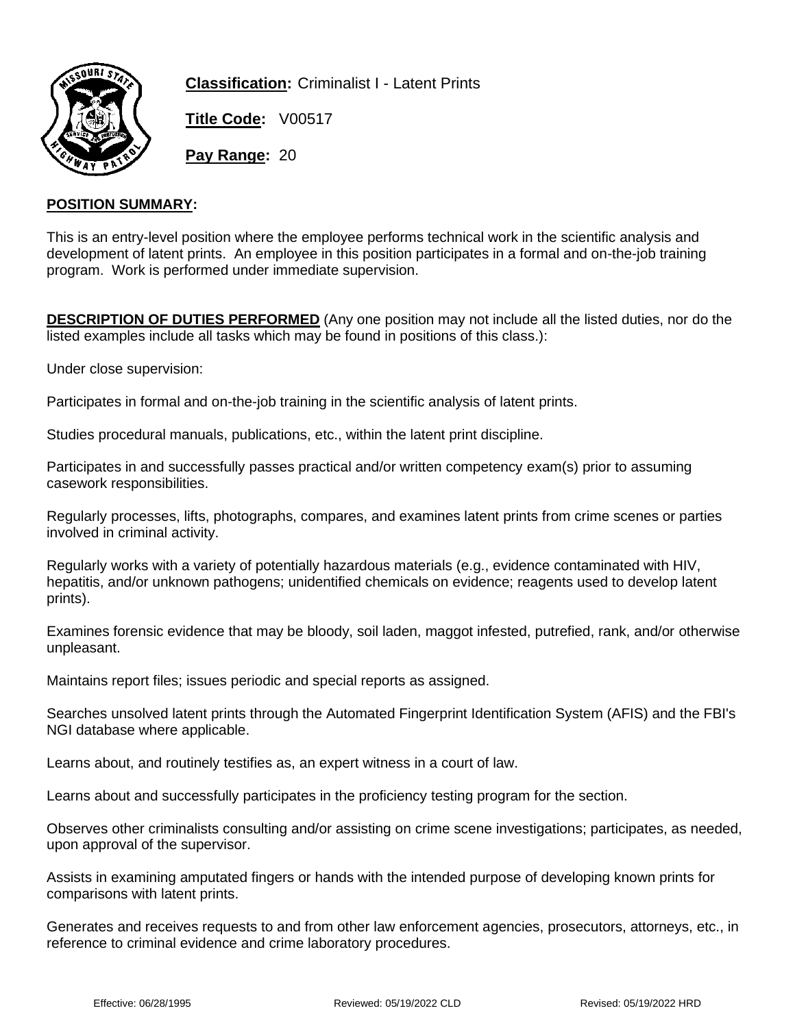**Classification:** Criminalist I - Latent Prints

**Title Code:** V00517

**Pay Range:** 20

## POSITION SUMMARY:

This is an entry-level position where the employee performs technical work in the scientific analysis and development of latent prints. An employee in this position participates in a formal and on-the-job training program. Work is performed under immediate supervision.

**DESCRIPTION OF DUTIES PERFORMED** (Any one position may not include all the listed duties, nor do the listed examples include all tasks which may be found in positions of this class.):

Under close supervision:

Participates in formal and on-the-job training in the scientific analysis of latent prints.

Studies procedural manuals, publications, etc., within the latent print discipline.

Participates in and successfully passes practical and/or written competency exam(s) prior to assuming casework responsibilities.

Regularly processes, lifts, photographs, compares, and examines latent prints from crime scenes or parties involved in criminal activity.

Regularly works with a variety of potentially hazardous materials (e.g., evidence contaminated with HIV, hepatitis, and/or unknown pathogens; unidentified chemicals on evidence; reagents used to develop latent prints).

Examines forensic evidence that may be bloody, soil laden, maggot infested, putrefied, rank, and/or otherwise unpleasant.

Maintains report files; issues periodic and special reports as assigned.

Searches unsolved latent prints through the Automated Fingerprint Identification System (AFIS) and the FBI's NGI database where applicable.

Learns about, and routinely testifies as, an expert witness in a court of law.

Learns about and successfully participates in the proficiency testing program for the section.

Observes other criminalists consulting and/or assisting on crime scene investigations; participates, as needed, upon approval of the supervisor.

Assists in examining amputated fingers or hands with the intended purpose of developing known prints for comparisons with latent prints.

Generates and receives requests to and from other law enforcement agencies, prosecutors, attorneys, etc., in reference to criminal evidence and crime laboratory procedures.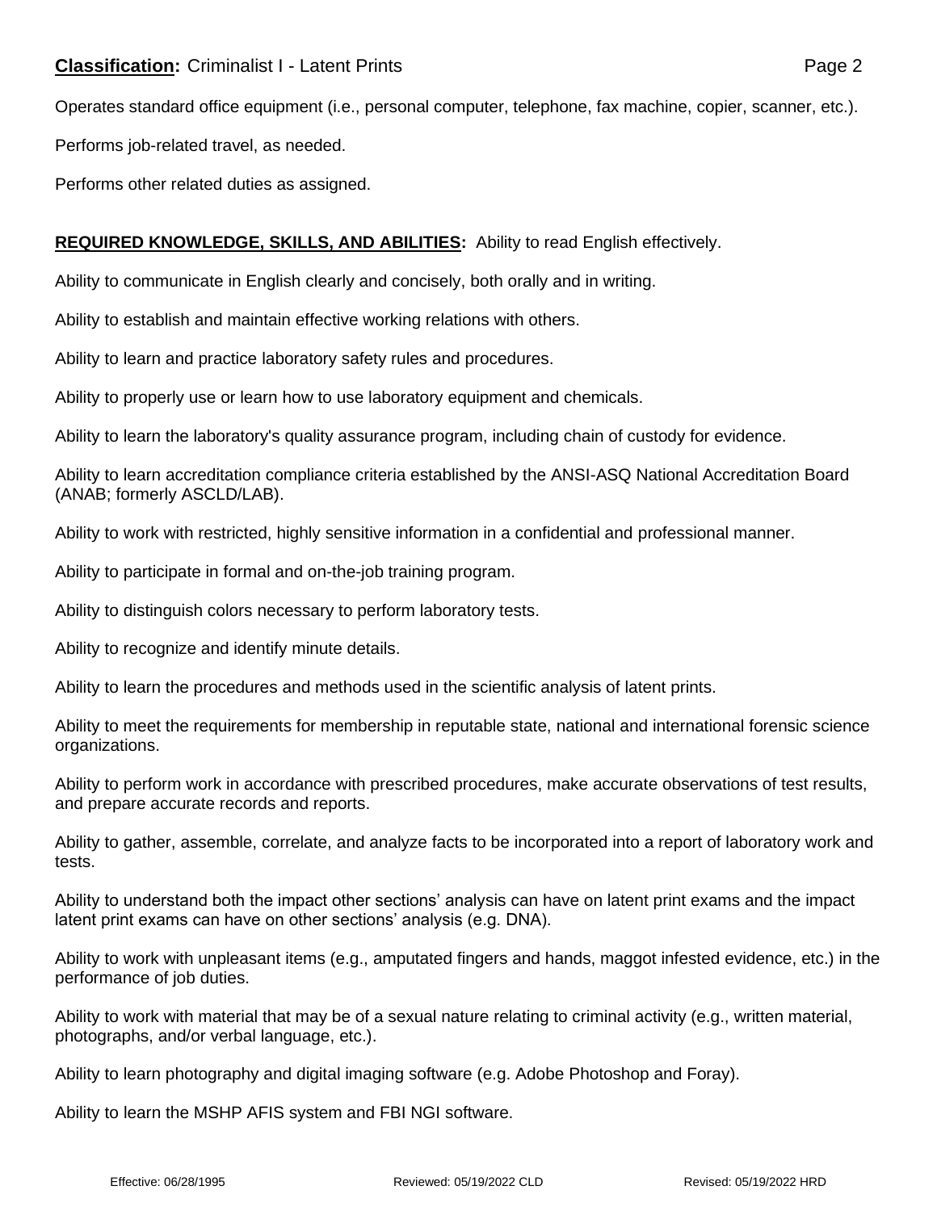Operates standard office equipment (i.e., personal computer, telephone, fax machine, copier, scanner, etc.).

Performs job-related travel, as needed.

Performs other related duties as assigned.

**REQUIRED KNOWLEDGE, SKILLS, AND ABILITIES:** Ability to read English effectively.

Ability to communicate in English clearly and concisely, both orally and in writing.

Ability to establish and maintain effective working relations with others.

Ability to learn and practice laboratory safety rules and procedures.

Ability to properly use or learn how to use laboratory equipment and chemicals.

Ability to learn the laboratory's quality assurance program, including chain of custody for evidence.

Ability to learn accreditation compliance criteria established by the ANSI-ASQ National Accreditation Board (ANAB; formerly ASCLD/LAB).

Ability to work with restricted, highly sensitive information in a confidential and professional manner.

Ability to participate in formal and on-the-job training program.

Ability to distinguish colors necessary to perform laboratory tests.

Ability to recognize and identify minute details.

Ability to learn the procedures and methods used in the scientific analysis of latent prints.

Ability to meet the requirements for membership in reputable state, national and international forensic science organizations.

Ability to perform work in accordance with prescribed procedures, make accurate observations of test results, and prepare accurate records and reports.

Ability to gather, assemble, correlate, and analyze facts to be incorporated into a report of laboratory work and tests.

Ability to understand both the impact other sections' analysis can have on latent print exams and the impact latent print exams can have on other sections' analysis (e.g. DNA).

Ability to work with unpleasant items (e.g., amputated fingers and hands, maggot infested evidence, etc.) in the performance of job duties.

Ability to work with material that may be of a sexual nature relating to criminal activity (e.g., written material, photographs, and/or verbal language, etc.).

Ability to learn photography and digital imaging software (e.g. Adobe Photoshop and Foray).

Ability to learn the MSHP AFIS system and FBI NGI software.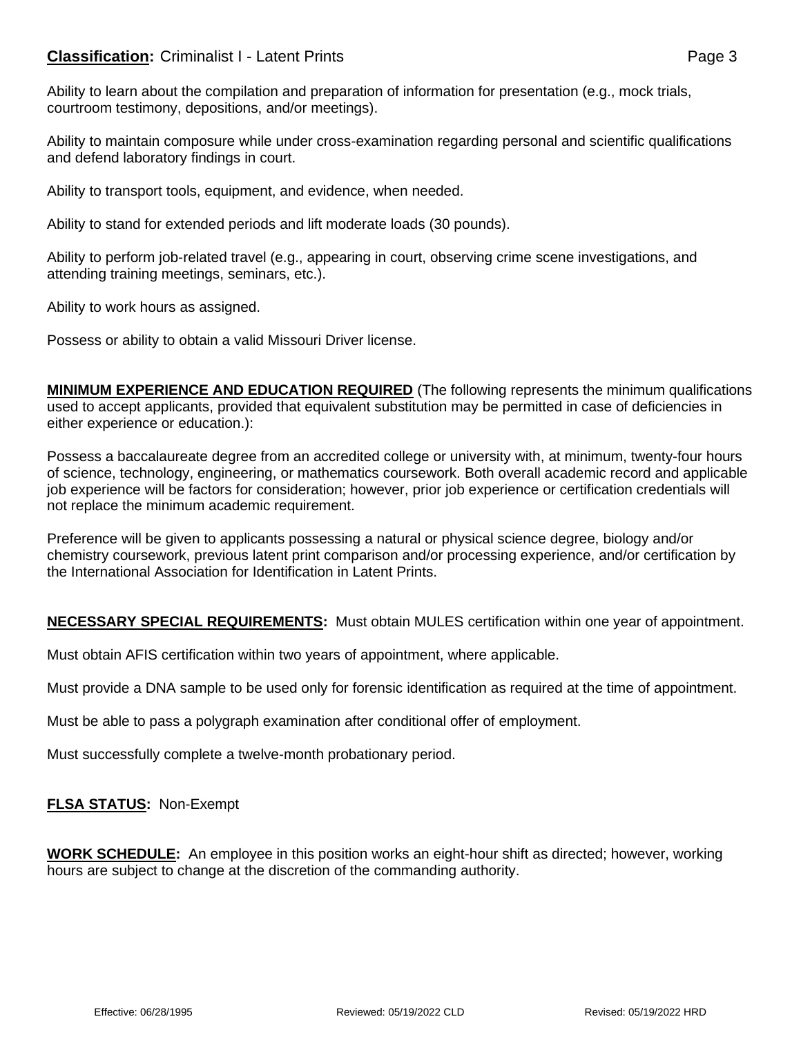Ability to learn about the compilation and preparation of information for presentation (e.g., mock trials, courtroom testimony, depositions, and/or meetings).

Ability to maintain composure while under cross-examination regarding personal and scientific qualifications and defend laboratory findings in court.

Ability to transport tools, equipment, and evidence, when needed.

Ability to stand for extended periods and lift moderate loads (30 pounds).

Ability to perform job-related travel (e.g., appearing in court, observing crime scene investigations, and attending training meetings, seminars, etc.).

Ability to work hours as assigned.

Possess or ability to obtain a valid Missouri Driver license.

**MINIMUM EXPERIENCE AND EDUCATION REQUIRED** (The following represents the minimum qualifications used to accept applicants, provided that equivalent substitution may be permitted in case of deficiencies in either experience or education.):

Possess a baccalaureate degree from an accredited college or university with, at minimum, twenty-four hours of science, technology, engineering, or mathematics coursework. Both overall academic record and applicable job experience will be factors for consideration; however, prior job experience or certification credentials will not replace the minimum academic requirement.

Preference will be given to applicants possessing a natural or physical science degree, biology and/or chemistry coursework, previous latent print comparison and/or processing experience, and/or certification by the International Association for Identification in Latent Prints.

**NECESSARY SPECIAL REQUIREMENTS:** Must obtain MULES certification within one year of appointment.

Must obtain AFIS certification within two years of appointment, where applicable.

Must provide a DNA sample to be used only for forensic identification as required at the time of appointment.

Must be able to pass a polygraph examination after conditional offer of employment.

Must successfully complete a twelve-month probationary period.

**FLSA STATUS:** Non-Exempt

**WORK SCHEDULE:** An employee in this position works an eight-hour shift as directed; however, working hours are subject to change at the discretion of the commanding authority.

Effective: 06/28/1995 Reviewed: 05/19/2022 CLD Revised: 05/19/2022 HRD